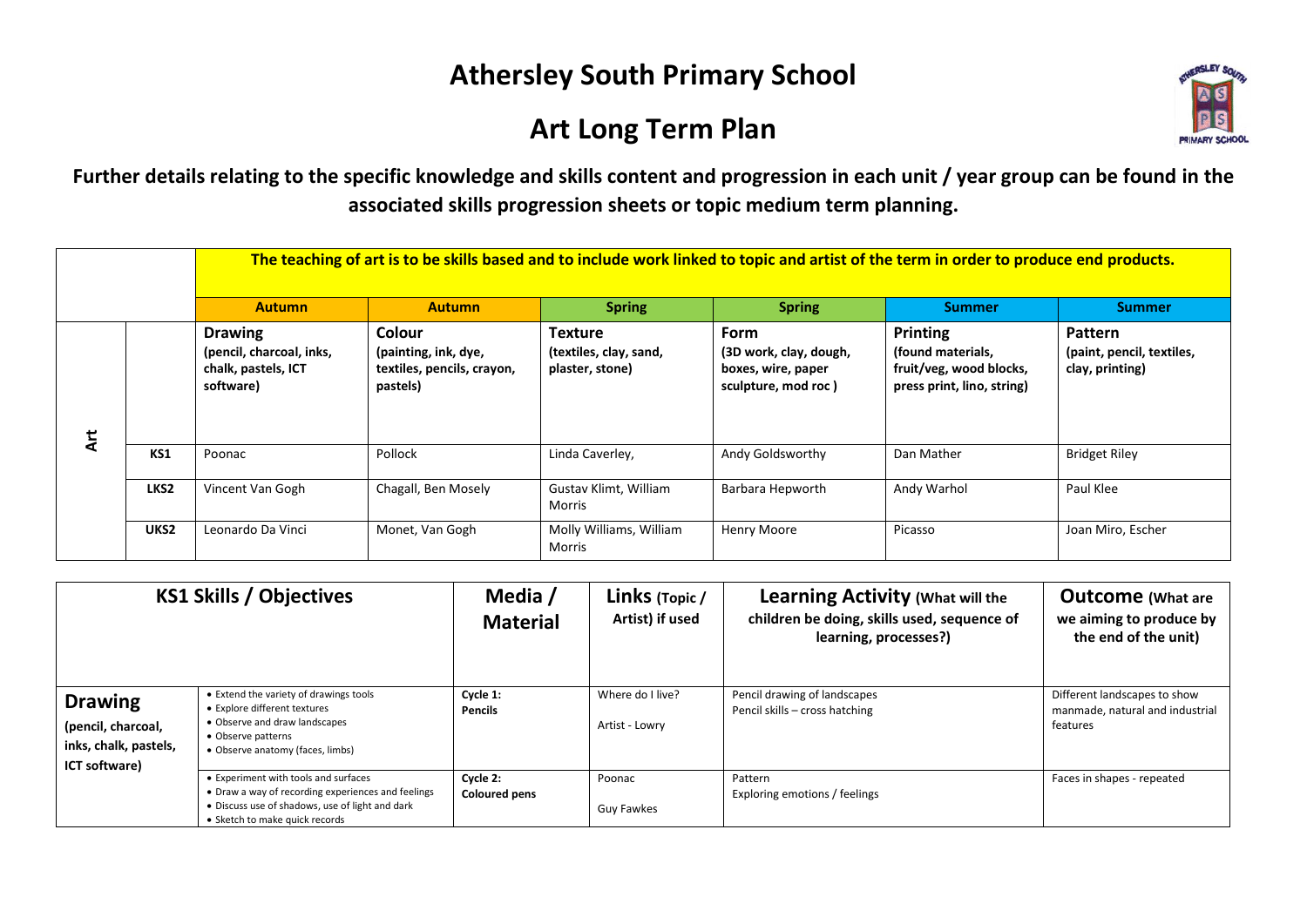# Athersley South Primary School

## Art Long Term Plan

**Further details relating to the specific knowledge and skills content and progression in each unit / year group can be found in the associated skills progression sheets or topic medium term planning.**

| | | **The teaching of art is to be skills based and to include work linked to topic and artist of the term in order to produce end products.** | | | | | |
|---|---|---|---|---|---|---|---|
| | | **Autumn** | **Autumn** | **Spring** | **Spring** | **Summer** | **Summer** |
| **Art** | | **Drawing** **(pencil, charcoal, inks, chalk, pastels, ICT software)** | **Colour** **(painting, ink, dye, textiles, pencils, crayon, pastels)** | **Texture** **(textiles, clay, sand, plaster, stone)** | **Form** **(3D work, clay, dough, boxes, wire, paper sculpture, mod roc )** | **Printing** **(found materials, fruit/veg, wood blocks, press print, lino, string)** | **Pattern** **(paint, pencil, textiles, clay, printing)** |
| | **KS1** | Poonac | Pollock | Linda Caverley, | Andy Goldsworthy | Dan Mather | Bridget Riley |
| | **LKS2** | Vincent Van Gogh | Chagall, Ben Mosely | Gustav Klimt, William Morris | Barbara Hepworth | Andy Warhol | Paul Klee |
| | **UKS2** | Leonardo Da Vinci | Monet, Van Gogh | Molly Williams, William Morris | Henry Moore | Picasso | Joan Miro, Escher |

| **KS1 Skills / Objectives** | | **Media / Material** | **Links (Topic / Artist) if used** | **Learning Activity (What will the children be doing, skills used, sequence of learning, processes?)** | **Outcome (What are we aiming to produce by the end of the unit)** |
|---|---|---|---|---|---|
| **Drawing** **(pencil, charcoal, inks, chalk, pastels, ICT software)** | • Extend the variety of drawings tools<br>• Explore different textures<br>• Observe and draw landscapes<br>• Observe patterns<br>• Observe anatomy (faces, limbs) | **Cycle 1:** **Pencils** | Where do I live?<br>Artist - Lowry | Pencil drawing of landscapes<br>Pencil skills – cross hatching | Different landscapes to show manmade, natural and industrial features |
| | • Experiment with tools and surfaces<br>• Draw a way of recording experiences and feelings<br>• Discuss use of shadows, use of light and dark<br>• Sketch to make quick records | **Cycle 2:** **Coloured pens** | Poonac<br>Guy Fawkes | Pattern<br>Exploring emotions / feelings | Faces in shapes - repeated |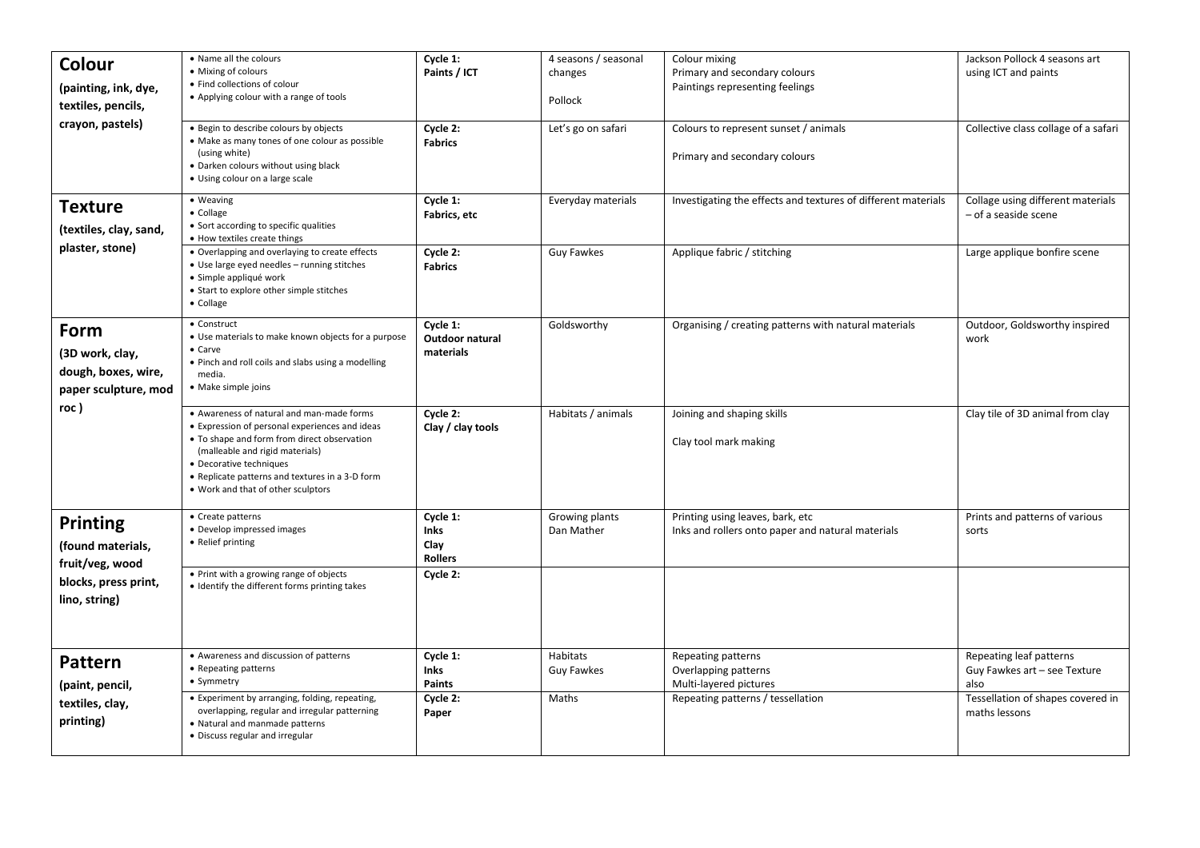| | | | | | |
|---|---|---|---|---|---|
| **Colour** (painting, ink, dye, textiles, pencils, crayon, pastels) | • Name all the colours<br>• Mixing of colours<br>• Find collections of colour<br>• Applying colour with a range of tools | **Cycle 1: Paints / ICT** | 4 seasons / seasonal changes<br><br>Pollock | Colour mixing<br>Primary and secondary colours<br>Paintings representing feelings | Jackson Pollock 4 seasons art using ICT and paints |
| | • Begin to describe colours by objects<br>• Make as many tones of one colour as possible (using white)<br>• Darken colours without using black<br>• Using colour on a large scale | **Cycle 2: Fabrics** | Let's go on safari | Colours to represent sunset / animals<br><br>Primary and secondary colours | Collective class collage of a safari |
| **Texture** (textiles, clay, sand, plaster, stone) | • Weaving<br>• Collage<br>• Sort according to specific qualities<br>• How textiles create things | **Cycle 1: Fabrics, etc** | Everyday materials | Investigating the effects and textures of different materials | Collage using different materials – of a seaside scene |
| | • Overlapping and overlaying to create effects<br>• Use large eyed needles – running stitches<br>• Simple appliqué work<br>• Start to explore other simple stitches<br>• Collage | **Cycle 2: Fabrics** | Guy Fawkes | Applique fabric / stitching | Large applique bonfire scene |
| **Form** (3D work, clay, dough, boxes, wire, paper sculpture, mod roc ) | • Construct<br>• Use materials to make known objects for a purpose<br>• Carve<br>• Pinch and roll coils and slabs using a modelling media.<br>• Make simple joins | **Cycle 1: Outdoor natural materials** | Goldsworthy | Organising / creating patterns with natural materials | Outdoor, Goldsworthy inspired work |
| | • Awareness of natural and man-made forms<br>• Expression of personal experiences and ideas<br>• To shape and form from direct observation (malleable and rigid materials)<br>• Decorative techniques<br>• Replicate patterns and textures in a 3-D form<br>• Work and that of other sculptors | **Cycle 2: Clay / clay tools** | Habitats / animals | Joining and shaping skills<br><br>Clay tool mark making | Clay tile of 3D animal from clay |
| **Printing** (found materials, fruit/veg, wood blocks, press print, lino, string) | • Create patterns<br>• Develop impressed images<br>• Relief printing | **Cycle 1: Inks Clay Rollers** | Growing plants<br>Dan Mather | Printing using leaves, bark, etc<br>Inks and rollers onto paper and natural materials | Prints and patterns of various sorts |
| | • Print with a growing range of objects<br>• Identify the different forms printing takes | **Cycle 2:** | | | |
| **Pattern** (paint, pencil, textiles, clay, printing) | • Awareness and discussion of patterns<br>• Repeating patterns<br>• Symmetry | **Cycle 1: Inks Paints** | Habitats<br>Guy Fawkes | Repeating patterns<br>Overlapping patterns<br>Multi-layered pictures | Repeating leaf patterns<br>Guy Fawkes art – see Texture also |
| | • Experiment by arranging, folding, repeating, overlapping, regular and irregular patterning<br>• Natural and manmade patterns<br>• Discuss regular and irregular | **Cycle 2: Paper** | Maths | Repeating patterns / tessellation | Tessellation of shapes covered in maths lessons |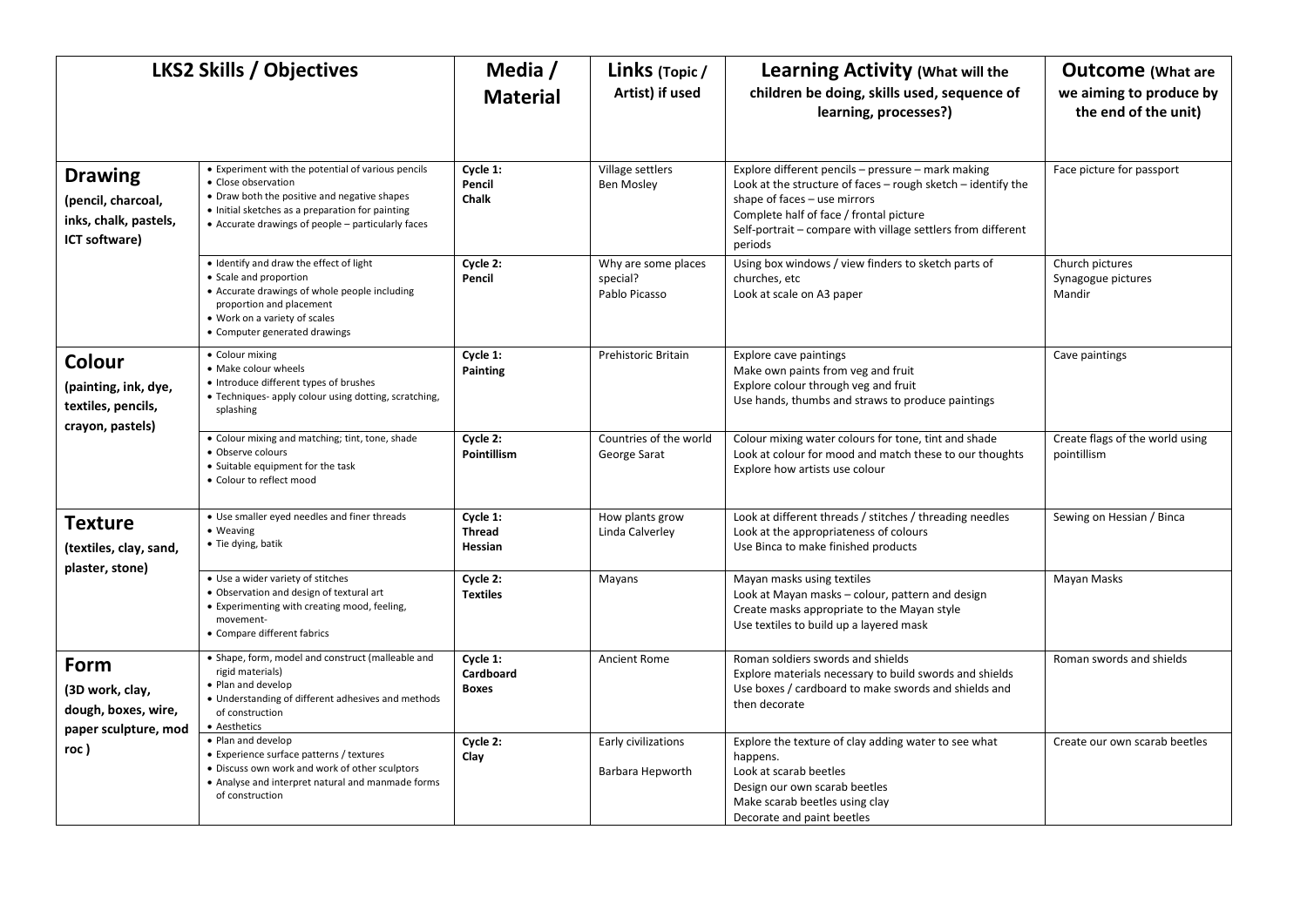| LKS2 Skills / Objectives | | Media / Material | Links (Topic / Artist) if used | Learning Activity (What will the children be doing, skills used, sequence of learning, processes?) | Outcome (What are we aiming to produce by the end of the unit) |
|---|---|---|---|---|---|
| **Drawing** (pencil, charcoal, inks, chalk, pastels, ICT software) | • Experiment with the potential of various pencils<br>• Close observation<br>• Draw both the positive and negative shapes<br>• Initial sketches as a preparation for painting<br>• Accurate drawings of people – particularly faces | **Cycle 1:**<br>**Pencil**<br>**Chalk** | Village settlers<br>Ben Mosley | Explore different pencils – pressure – mark making<br>Look at the structure of faces – rough sketch – identify the shape of faces – use mirrors<br>Complete half of face / frontal picture<br>Self-portrait – compare with village settlers from different periods | Face picture for passport |
| | • Identify and draw the effect of light<br>• Scale and proportion<br>• Accurate drawings of whole people including proportion and placement<br>• Work on a variety of scales<br>• Computer generated drawings | **Cycle 2:**<br>**Pencil** | Why are some places special?<br>Pablo Picasso | Using box windows / view finders to sketch parts of churches, etc<br>Look at scale on A3 paper | Church pictures<br>Synagogue pictures<br>Mandir |
| **Colour** (painting, ink, dye, textiles, pencils, crayon, pastels) | • Colour mixing<br>• Make colour wheels<br>• Introduce different types of brushes<br>• Techniques- apply colour using dotting, scratching, splashing | **Cycle 1:**<br>**Painting** | Prehistoric Britain | Explore cave paintings<br>Make own paints from veg and fruit<br>Explore colour through veg and fruit<br>Use hands, thumbs and straws to produce paintings | Cave paintings |
| | • Colour mixing and matching; tint, tone, shade<br>• Observe colours<br>• Suitable equipment for the task<br>• Colour to reflect mood | **Cycle 2:**<br>**Pointillism** | Countries of the world<br>George Sarat | Colour mixing water colours for tone, tint and shade<br>Look at colour for mood and match these to our thoughts<br>Explore how artists use colour | Create flags of the world using pointillism |
| **Texture** (textiles, clay, sand, plaster, stone) | • Use smaller eyed needles and finer threads<br>• Weaving<br>• Tie dying, batik | **Cycle 1:**<br>**Thread**<br>**Hessian** | How plants grow<br>Linda Calverley | Look at different threads / stitches / threading needles<br>Look at the appropriateness of colours<br>Use Binca to make finished products | Sewing on Hessian / Binca |
| | • Use a wider variety of stitches<br>• Observation and design of textural art<br>• Experimenting with creating mood, feeling, movement-<br>• Compare different fabrics | **Cycle 2:**<br>**Textiles** | Mayans | Mayan masks using textiles<br>Look at Mayan masks – colour, pattern and design<br>Create masks appropriate to the Mayan style<br>Use textiles to build up a layered mask | Mayan Masks |
| **Form** (3D work, clay, dough, boxes, wire, paper sculpture, mod roc ) | • Shape, form, model and construct (malleable and rigid materials)<br>• Plan and develop<br>• Understanding of different adhesives and methods of construction<br>• Aesthetics | **Cycle 1:**<br>**Cardboard**<br>**Boxes** | Ancient Rome | Roman soldiers swords and shields<br>Explore materials necessary to build swords and shields<br>Use boxes / cardboard to make swords and shields and then decorate | Roman swords and shields |
| | • Plan and develop<br>• Experience surface patterns / textures<br>• Discuss own work and work of other sculptors<br>• Analyse and interpret natural and manmade forms of construction | **Cycle 2:**<br>**Clay** | Early civilizations<br>Barbara Hepworth | Explore the texture of clay adding water to see what happens.<br>Look at scarab beetles<br>Design our own scarab beetles<br>Make scarab beetles using clay<br>Decorate and paint beetles | Create our own scarab beetles |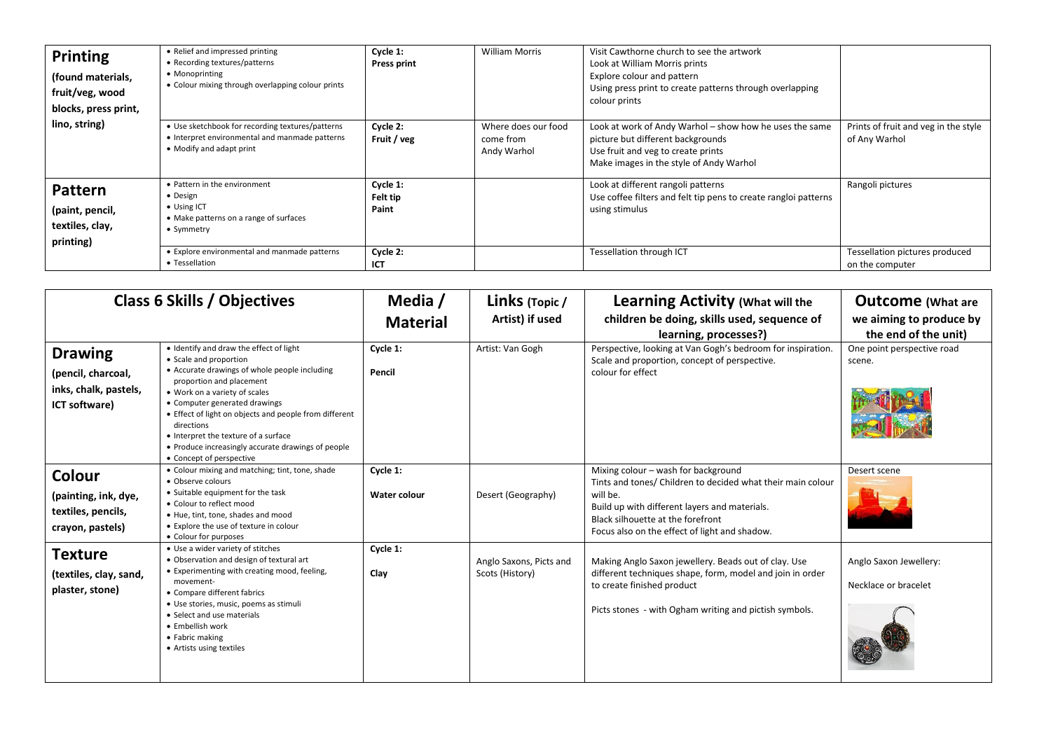| | | | | | |
|---|---|---|---|---|---|
| **Printing** (found materials, fruit/veg, wood blocks, press print, lino, string) | • Relief and impressed printing<br>• Recording textures/patterns<br>• Monoprinting<br>• Colour mixing through overlapping colour prints | **Cycle 1:**<br>**Press print** | William Morris | Visit Cawthorne church to see the artwork<br>Look at William Morris prints<br>Explore colour and pattern<br>Using press print to create patterns through overlapping colour prints | |
| | • Use sketchbook for recording textures/patterns<br>• Interpret environmental and manmade patterns<br>• Modify and adapt print | **Cycle 2:**<br>**Fruit / veg** | Where does our food come from<br>Andy Warhol | Look at work of Andy Warhol – show how he uses the same picture but different backgrounds<br>Use fruit and veg to create prints<br>Make images in the style of Andy Warhol | Prints of fruit and veg in the style of Any Warhol |
| **Pattern** (paint, pencil, textiles, clay, printing) | • Pattern in the environment<br>• Design<br>• Using ICT<br>• Make patterns on a range of surfaces<br>• Symmetry | **Cycle 1:**<br>**Felt tip**<br>**Paint** | | Look at different rangoli patterns<br>Use coffee filters and felt tip pens to create rangloi patterns using stimulus | Rangoli pictures |
| | • Explore environmental and manmade patterns<br>• Tessellation | **Cycle 2:**<br>**ICT** | | Tessellation through ICT | Tessellation pictures produced on the computer |

| **Class 6 Skills / Objectives** | | **Media / Material** | **Links** (Topic / Artist) if used | **Learning Activity** (What will the children be doing, skills used, sequence of learning, processes?) | **Outcome** (What are we aiming to produce by the end of the unit) |
|---|---|---|---|---|---|
| **Drawing** (pencil, charcoal, inks, chalk, pastels, ICT software) | • Identify and draw the effect of light<br>• Scale and proportion<br>• Accurate drawings of whole people including proportion and placement<br>• Work on a variety of scales<br>• Computer generated drawings<br>• Effect of light on objects and people from different directions<br>• Interpret the texture of a surface<br>• Produce increasingly accurate drawings of people<br>• Concept of perspective | **Cycle 1:**<br>**Pencil** | Artist: Van Gogh | Perspective, looking at Van Gogh's bedroom for inspiration.<br>Scale and proportion, concept of perspective.<br>colour for effect | One point perspective road scene. |
| **Colour** (painting, ink, dye, textiles, pencils, crayon, pastels) | • Colour mixing and matching; tint, tone, shade<br>• Observe colours<br>• Suitable equipment for the task<br>• Colour to reflect mood<br>• Hue, tint, tone, shades and mood<br>• Explore the use of texture in colour<br>• Colour for purposes | **Cycle 1:**<br>**Water colour** | Desert (Geography) | Mixing colour – wash for background<br>Tints and tones/ Children to decided what their main colour will be.<br>Build up with different layers and materials.<br>Black silhouette at the forefront<br>Focus also on the effect of light and shadow. | Desert scene |
| **Texture** (textiles, clay, sand, plaster, stone) | • Use a wider variety of stitches<br>• Observation and design of textural art<br>• Experimenting with creating mood, feeling, movement-<br>• Compare different fabrics<br>• Use stories, music, poems as stimuli<br>• Select and use materials<br>• Embellish work<br>• Fabric making<br>• Artists using textiles | **Cycle 1:**<br>**Clay** | Anglo Saxons, Picts and Scots (History) | Making Anglo Saxon jewellery. Beads out of clay. Use different techniques shape, form, model and join in order to create finished product<br><br>Picts stones - with Ogham writing and pictish symbols. | Anglo Saxon Jewellery:<br><br>Necklace or bracelet |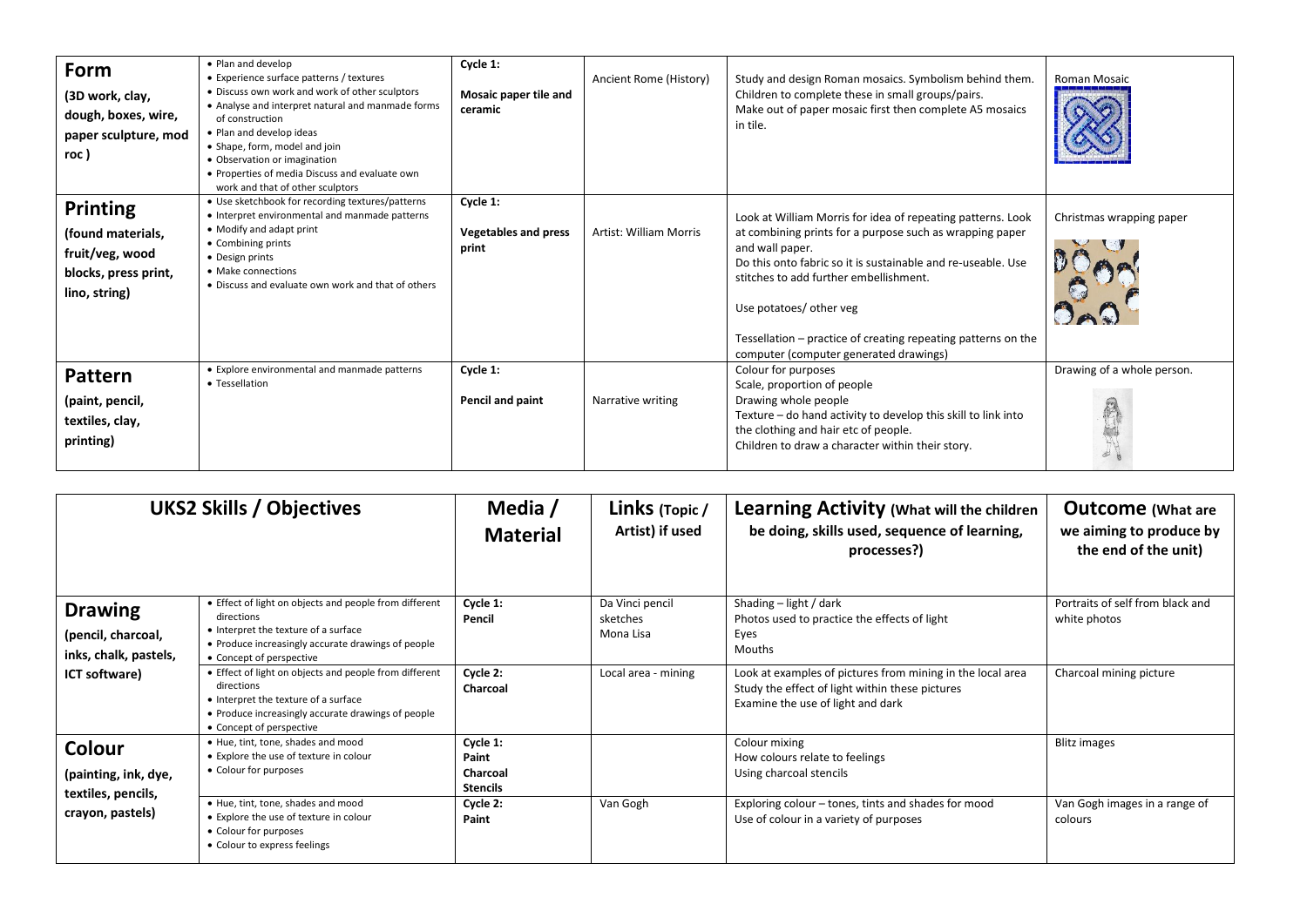| | | | | | |
|---|---|---|---|---|---|
| **Form**<br>**(3D work, clay, dough, boxes, wire, paper sculpture, mod roc )** | • Plan and develop<br>• Experience surface patterns / textures<br>• Discuss own work and work of other sculptors<br>• Analyse and interpret natural and manmade forms of construction<br>• Plan and develop ideas<br>• Shape, form, model and join<br>• Observation or imagination<br>• Properties of media Discuss and evaluate own work and that of other sculptors | **Cycle 1:**<br>**Mosaic paper tile and ceramic** | Ancient Rome (History) | Study and design Roman mosaics. Symbolism behind them. Children to complete these in small groups/pairs.<br>Make out of paper mosaic first then complete A5 mosaics in tile. | Roman Mosaic |
| **Printing**<br>**(found materials, fruit/veg, wood blocks, press print, lino, string)** | • Use sketchbook for recording textures/patterns<br>• Interpret environmental and manmade patterns<br>• Modify and adapt print<br>• Combining prints<br>• Design prints<br>• Make connections<br>• Discuss and evaluate own work and that of others | **Cycle 1:**<br>**Vegetables and press print** | Artist: William Morris | Look at William Morris for idea of repeating patterns. Look at combining prints for a purpose such as wrapping paper and wall paper.<br>Do this onto fabric so it is sustainable and re-useable. Use stitches to add further embellishment.<br>Use potatoes/ other veg<br>Tessellation – practice of creating repeating patterns on the computer (computer generated drawings) | Christmas wrapping paper |
| **Pattern**<br>**(paint, pencil, textiles, clay, printing)** | • Explore environmental and manmade patterns<br>• Tessellation | **Cycle 1:**<br>**Pencil and paint** | Narrative writing | Colour for purposes<br>Scale, proportion of people<br>Drawing whole people<br>Texture – do hand activity to develop this skill to link into the clothing and hair etc of people.<br>Children to draw a character within their story. | Drawing of a whole person. |

| **UKS2 Skills / Objectives** | | **Media / Material** | **Links (Topic / Artist) if used** | **Learning Activity (What will the children be doing, skills used, sequence of learning, processes?)** | **Outcome (What are we aiming to produce by the end of the unit)** |
|---|---|---|---|---|---|
| **Drawing**<br>**(pencil, charcoal, inks, chalk, pastels, ICT software)** | • Effect of light on objects and people from different directions<br>• Interpret the texture of a surface<br>• Produce increasingly accurate drawings of people<br>• Concept of perspective | **Cycle 1:**<br>**Pencil** | Da Vinci pencil sketches<br>Mona Lisa | Shading – light / dark<br>Photos used to practice the effects of light<br>Eyes<br>Mouths | Portraits of self from black and white photos |
| | • Effect of light on objects and people from different directions<br>• Interpret the texture of a surface<br>• Produce increasingly accurate drawings of people<br>• Concept of perspective | **Cycle 2:**<br>**Charcoal** | Local area - mining | Look at examples of pictures from mining in the local area<br>Study the effect of light within these pictures<br>Examine the use of light and dark | Charcoal mining picture |
| **Colour**<br>**(painting, ink, dye, textiles, pencils, crayon, pastels)** | • Hue, tint, tone, shades and mood<br>• Explore the use of texture in colour<br>• Colour for purposes | **Cycle 1:**<br>**Paint**<br>**Charcoal**<br>**Stencils** | | Colour mixing<br>How colours relate to feelings<br>Using charcoal stencils | Blitz images |
| | • Hue, tint, tone, shades and mood<br>• Explore the use of texture in colour<br>• Colour for purposes<br>• Colour to express feelings | **Cycle 2:**<br>**Paint** | Van Gogh | Exploring colour – tones, tints and shades for mood<br>Use of colour in a variety of purposes | Van Gogh images in a range of colours |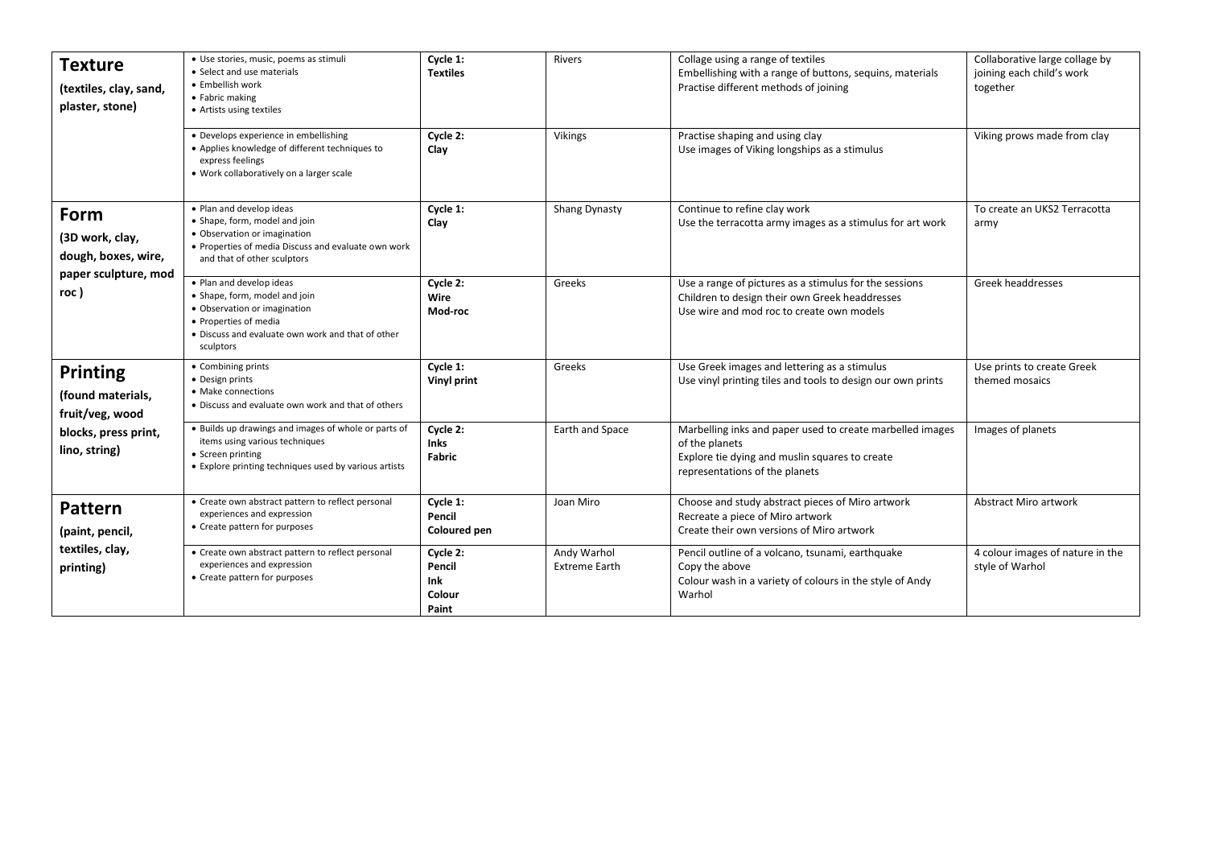| | | | | | |
|---|---|---|---|---|---|
| **Texture** (textiles, clay, sand, plaster, stone) | • Use stories, music, poems as stimuli<br>• Select and use materials<br>• Embellish work<br>• Fabric making<br>• Artists using textiles | **Cycle 1:**<br>**Textiles** | Rivers | Collage using a range of textiles<br>Embellishing with a range of buttons, sequins, materials<br>Practise different methods of joining | Collaborative large collage by joining each child's work together |
| | • Develops experience in embellishing<br>• Applies knowledge of different techniques to express feelings<br>• Work collaboratively on a larger scale | **Cycle 2:**<br>**Clay** | Vikings | Practise shaping and using clay<br>Use images of Viking longships as a stimulus | Viking prows made from clay |
| **Form** (3D work, clay, dough, boxes, wire, paper sculpture, mod roc ) | • Plan and develop ideas<br>• Shape, form, model and join<br>• Observation or imagination<br>• Properties of media Discuss and evaluate own work and that of other sculptors | **Cycle 1:**<br>**Clay** | Shang Dynasty | Continue to refine clay work<br>Use the terracotta army images as a stimulus for art work | To create an UKS2 Terracotta army |
| | • Plan and develop ideas<br>• Shape, form, model and join<br>• Observation or imagination<br>• Properties of media<br>• Discuss and evaluate own work and that of other sculptors | **Cycle 2:**<br>**Wire**<br>**Mod-roc** | Greeks | Use a range of pictures as a stimulus for the sessions<br>Children to design their own Greek headdresses<br>Use wire and mod roc to create own models | Greek headdresses |
| **Printing** (found materials, fruit/veg, wood blocks, press print, lino, string) | • Combining prints<br>• Design prints<br>• Make connections<br>• Discuss and evaluate own work and that of others | **Cycle 1:**<br>**Vinyl print** | Greeks | Use Greek images and lettering as a stimulus<br>Use vinyl printing tiles and tools to design our own prints | Use prints to create Greek themed mosaics |
| | • Builds up drawings and images of whole or parts of items using various techniques<br>• Screen printing<br>• Explore printing techniques used by various artists | **Cycle 2:**<br>**Inks**<br>**Fabric** | Earth and Space | Marbelling inks and paper used to create marbelled images of the planets<br>Explore tie dying and muslin squares to create representations of the planets | Images of planets |
| **Pattern** (paint, pencil, textiles, clay, printing) | • Create own abstract pattern to reflect personal experiences and expression<br>• Create pattern for purposes | **Cycle 1:**<br>**Pencil**<br>**Coloured pen** | Joan Miro | Choose and study abstract pieces of Miro artwork<br>Recreate a piece of Miro artwork<br>Create their own versions of Miro artwork | Abstract Miro artwork |
| | • Create own abstract pattern to reflect personal experiences and expression<br>• Create pattern for purposes | **Cycle 2:**<br>**Pencil**<br>**Ink**<br>**Colour**<br>**Paint** | Andy Warhol<br>Extreme Earth | Pencil outline of a volcano, tsunami, earthquake<br>Copy the above<br>Colour wash in a variety of colours in the style of Andy Warhol | 4 colour images of nature in the style of Warhol |